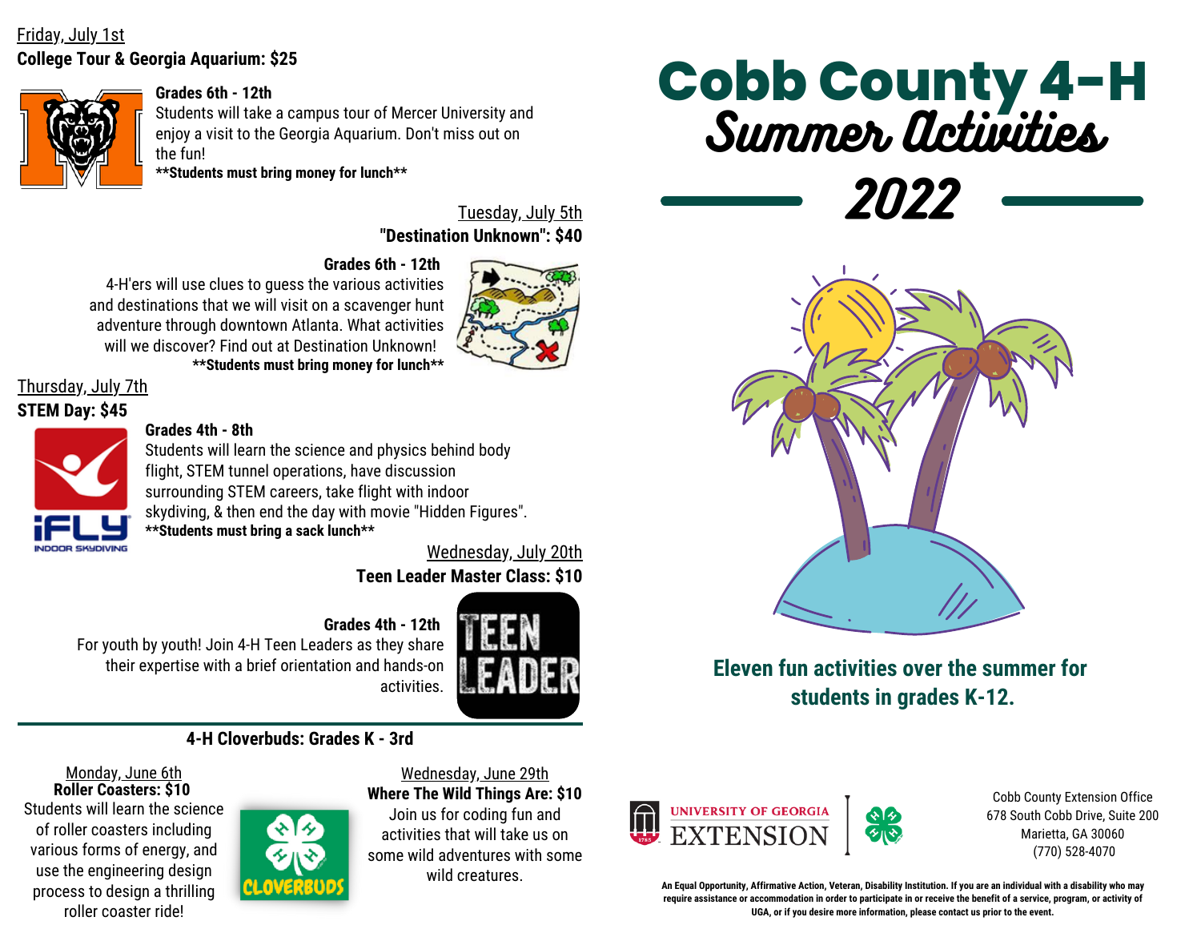# Cobb County 4-H
## Summer Activities
## 2022

**Eleven fun activities over the summer for students in grades K-12.**

Friday, July 1st
**College Tour & Georgia Aquarium: $25**

**Grades 6th - 12th**
Students will take a campus tour of Mercer University and enjoy a visit to the Georgia Aquarium. Don't miss out on the fun!
****Students must bring money for lunch****

Tuesday, July 5th
**"Destination Unknown": $40**

**Grades 6th - 12th**
4-H'ers will use clues to guess the various activities and destinations that we will visit on a scavenger hunt adventure through downtown Atlanta. What activities will we discover? Find out at Destination Unknown!
****Students must bring money for lunch****

Thursday, July 7th
**STEM Day: $45**

**Grades 4th - 8th**
Students will learn the science and physics behind body flight, STEM tunnel operations, have discussion surrounding STEM careers, take flight with indoor skydiving, & then end the day with movie "Hidden Figures".
****Students must bring a sack lunch****

Wednesday, July 20th
**Teen Leader Master Class: $10**

**Grades 4th - 12th**
For youth by youth! Join 4-H Teen Leaders as they share their expertise with a brief orientation and hands-on activities.

---

### 4-H Cloverbuds: Grades K - 3rd

Monday, June 6th
**Roller Coasters: $10**
Students will learn the science of roller coasters including various forms of energy, and use the engineering design process to design a thrilling roller coaster ride!

Wednesday, June 29th
**Where The Wild Things Are: $10**
Join us for coding fun and activities that will take us on some wild adventures with some wild creatures.

University of Georgia Extension

Cobb County Extension Office
678 South Cobb Drive, Suite 200
Marietta, GA 30060
(770) 528-4070

**An Equal Opportunity, Affirmative Action, Veteran, Disability Institution. If you are an individual with a disability who may require assistance or accommodation in order to participate in or receive the benefit of a service, program, or activity of UGA, or if you desire more information, please contact us prior to the event.**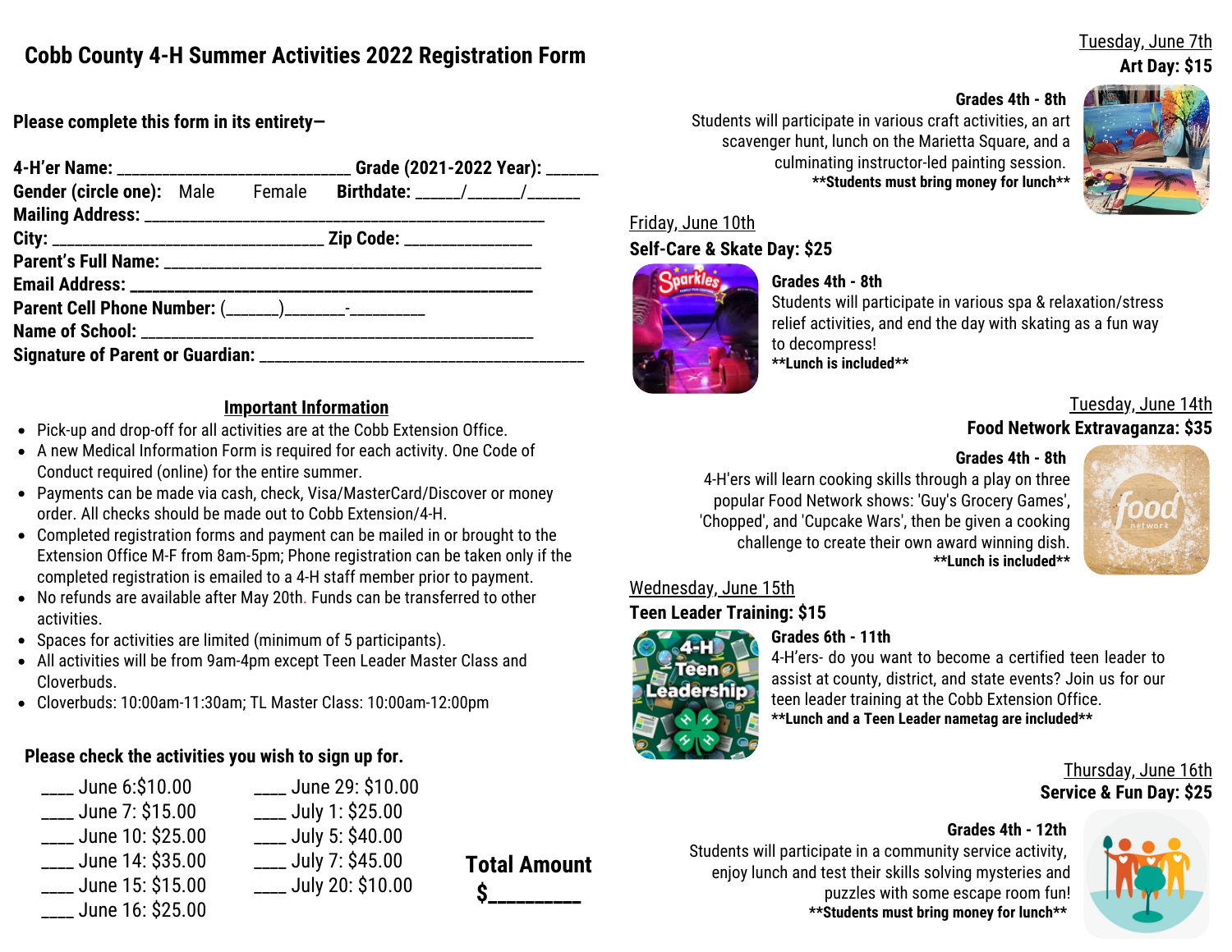# Cobb County 4-H Summer Activities 2022 Registration Form

**Please complete this form in its entirety—**

**4-H'er Name:** ___________________________ **Grade (2021-2022 Year):** ______
**Gender (circle one):** Male Female **Birthdate:** _____/______/______
**Mailing Address:** ______________________________________________
**City:** _______________________________ **Zip Code:** _______________
**Parent's Full Name:** ____________________________________________
**Email Address:** ________________________________________________
**Parent Cell Phone Number:** (______)_______-_________
**Name of School:** _______________________________________________
**Signature of Parent or Guardian:** ______________________________________

## Important Information

- Pick-up and drop-off for all activities are at the Cobb Extension Office.
- A new Medical Information Form is required for each activity. One Code of Conduct required (online) for the entire summer.
- Payments can be made via cash, check, Visa/MasterCard/Discover or money order. All checks should be made out to Cobb Extension/4-H.
- Completed registration forms and payment can be mailed in or brought to the Extension Office M-F from 8am-5pm; Phone registration can be taken only if the completed registration is emailed to a 4-H staff member prior to payment.
- No refunds are available after May 20th. Funds can be transferred to other activities.
- Spaces for activities are limited (minimum of 5 participants).
- All activities will be from 9am-4pm except Teen Leader Master Class and Cloverbuds.
- Cloverbuds: 10:00am-11:30am; TL Master Class: 10:00am-12:00pm

**Please check the activities you wish to sign up for.**

____ June 6:$10.00
____ June 7: $15.00
____ June 10: $25.00
____ June 14: $35.00
____ June 15: $15.00
____ June 16: $25.00
____ June 29: $10.00
____ July 1: $25.00
____ July 5: $40.00
____ July 7: $45.00
____ July 20: $10.00

**Total Amount**
**$_________**

Tuesday, June 7th
**Art Day: $15**

**Grades 4th - 8th**
Students will participate in various craft activities, an art scavenger hunt, lunch on the Marietta Square, and a culminating instructor-led painting session.
**\*\*Students must bring money for lunch\*\***

Friday, June 10th
**Self-Care & Skate Day: $25**

**Grades 4th - 8th**
Students will participate in various spa & relaxation/stress relief activities, and end the day with skating as a fun way to decompress!
**\*\*Lunch is included\*\***

Tuesday, June 14th
**Food Network Extravaganza: $35**

**Grades 4th - 8th**
4-H'ers will learn cooking skills through a play on three popular Food Network shows: 'Guy's Grocery Games', 'Chopped', and 'Cupcake Wars', then be given a cooking challenge to create their own award winning dish.
**\*\*Lunch is included\*\***

Wednesday, June 15th
**Teen Leader Training: $15**

**Grades 6th - 11th**
4-H'ers- do you want to become a certified teen leader to assist at county, district, and state events? Join us for our teen leader training at the Cobb Extension Office.
**\*\*Lunch and a Teen Leader nametag are included\*\***

Thursday, June 16th
**Service & Fun Day: $25**

**Grades 4th - 12th**
Students will participate in a community service activity, enjoy lunch and test their skills solving mysteries and puzzles with some escape room fun!
**\*\*Students must bring money for lunch\*\***